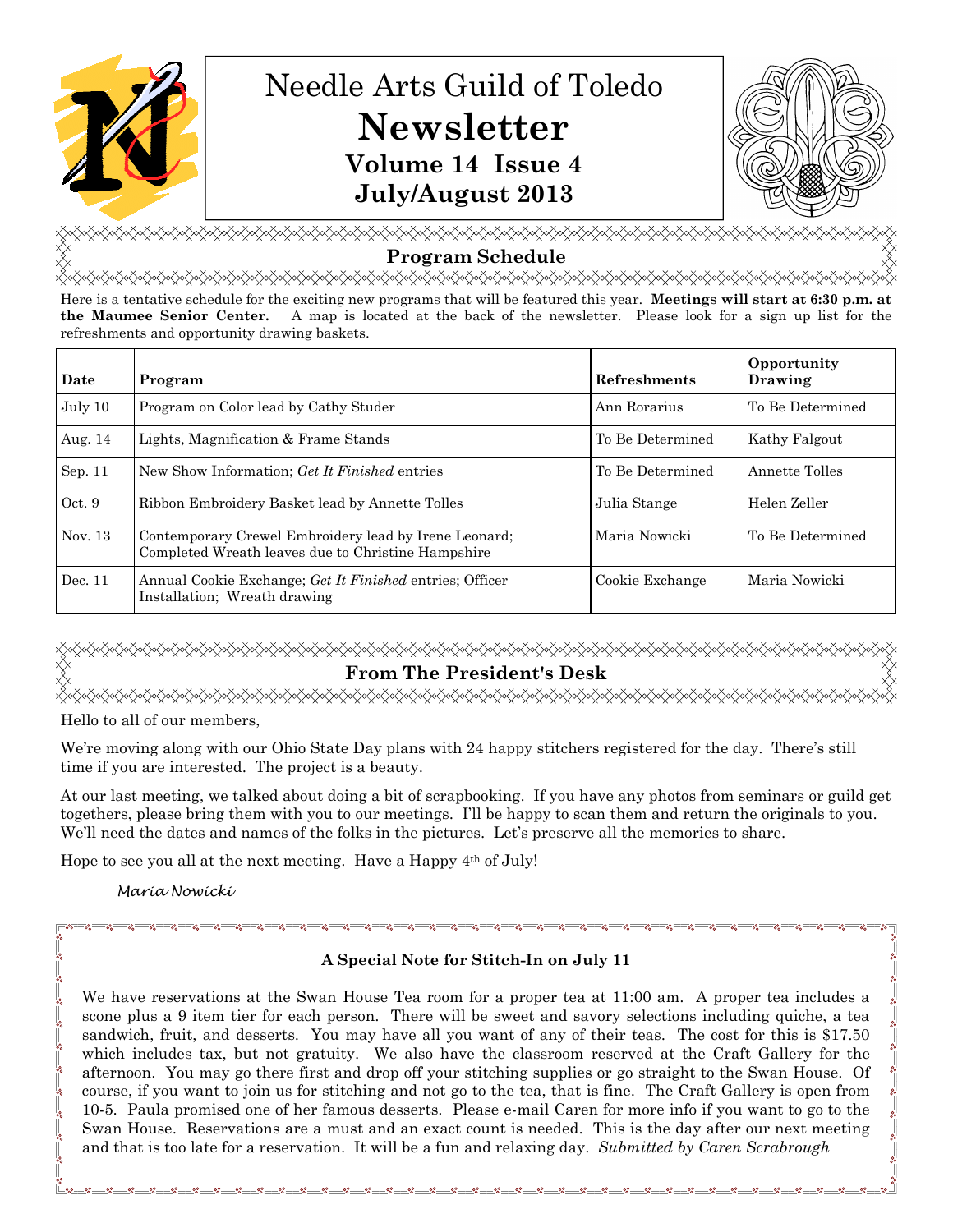// Needle Arts Guild of Toledo

# Newsletter

## Volume 14 Issue 4
## July/August 2013

## Program Schedule

Here is a tentative schedule for the exciting new programs that will be featured this year. **Meetings will start at 6:30 p.m. at the Maumee Senior Center.** A map is located at the back of the newsletter. Please look for a sign up list for the refreshments and opportunity drawing baskets.

| Date | Program | Refreshments | Opportunity Drawing |
|---|---|---|---|
| July 10 | Program on Color lead by Cathy Studer | Ann Rorarius | To Be Determined |
| Aug. 14 | Lights, Magnification & Frame Stands | To Be Determined | Kathy Falgout |
| Sep. 11 | New Show Information; *Get It Finished* entries | To Be Determined | Annette Tolles |
| Oct. 9 | Ribbon Embroidery Basket lead by Annette Tolles | Julia Stange | Helen Zeller |
| Nov. 13 | Contemporary Crewel Embroidery lead by Irene Leonard; Completed Wreath leaves due to Christine Hampshire | Maria Nowicki | To Be Determined |
| Dec. 11 | Annual Cookie Exchange; *Get It Finished* entries; Officer Installation; Wreath drawing | Cookie Exchange | Maria Nowicki |

## From The President's Desk

Hello to all of our members,

We're moving along with our Ohio State Day plans with 24 happy stitchers registered for the day. There's still time if you are interested. The project is a beauty.

At our last meeting, we talked about doing a bit of scrapbooking. If you have any photos from seminars or guild get togethers, please bring them with you to our meetings. I'll be happy to scan them and return the originals to you. We'll need the dates and names of the folks in the pictures. Let's preserve all the memories to share.

Hope to see you all at the next meeting. Have a Happy 4th of July!

*Maria Nowicki*

### A Special Note for Stitch-In on July 11

We have reservations at the Swan House Tea room for a proper tea at 11:00 am. A proper tea includes a scone plus a 9 item tier for each person. There will be sweet and savory selections including quiche, a tea sandwich, fruit, and desserts. You may have all you want of any of their teas. The cost for this is $17.50 which includes tax, but not gratuity. We also have the classroom reserved at the Craft Gallery for the afternoon. You may go there first and drop off your stitching supplies or go straight to the Swan House. Of course, if you want to join us for stitching and not go to the tea, that is fine. The Craft Gallery is open from 10-5. Paula promised one of her famous desserts. Please e-mail Caren for more info if you want to go to the Swan House. Reservations are a must and an exact count is needed. This is the day after our next meeting and that is too late for a reservation. It will be a fun and relaxing day. *Submitted by Caren Scrabrough*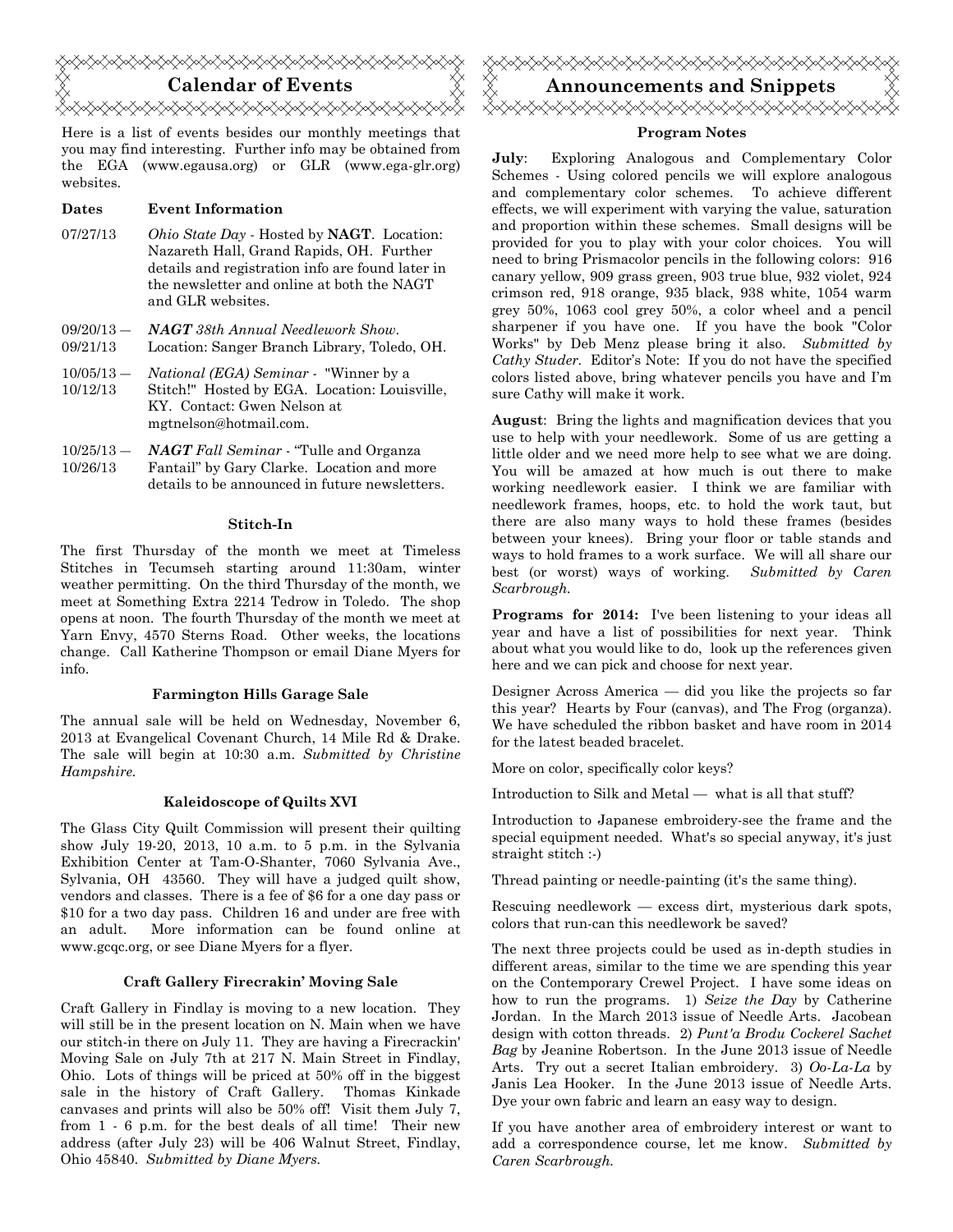## Calendar of Events

Here is a list of events besides our monthly meetings that you may find interesting. Further info may be obtained from the EGA (www.egausa.org) or GLR (www.ega-glr.org) websites.

| Dates | Event Information |
|---|---|
| 07/27/13 | *Ohio State Day* - Hosted by **NAGT**. Location: Nazareth Hall, Grand Rapids, OH. Further details and registration info are found later in the newsletter and online at both the NAGT and GLR websites. |
| 09/20/13 — 09/21/13 | ***NAGT** 38th Annual Needlework Show*. Location: Sanger Branch Library, Toledo, OH. |
| 10/05/13 — 10/12/13 | *National (EGA) Seminar* - "Winner by a Stitch!" Hosted by EGA. Location: Louisville, KY. Contact: Gwen Nelson at mgtnelson@hotmail.com. |
| 10/25/13 — 10/26/13 | ***NAGT** Fall Seminar* - "Tulle and Organza Fantail" by Gary Clarke. Location and more details to be announced in future newsletters. |

### Stitch-In

The first Thursday of the month we meet at Timeless Stitches in Tecumseh starting around 11:30am, winter weather permitting. On the third Thursday of the month, we meet at Something Extra 2214 Tedrow in Toledo. The shop opens at noon. The fourth Thursday of the month we meet at Yarn Envy, 4570 Sterns Road. Other weeks, the locations change. Call Katherine Thompson or email Diane Myers for info.

### Farmington Hills Garage Sale

The annual sale will be held on Wednesday, November 6, 2013 at Evangelical Covenant Church, 14 Mile Rd & Drake. The sale will begin at 10:30 a.m. *Submitted by Christine Hampshire.*

### Kaleidoscope of Quilts XVI

The Glass City Quilt Commission will present their quilting show July 19-20, 2013, 10 a.m. to 5 p.m. in the Sylvania Exhibition Center at Tam-O-Shanter, 7060 Sylvania Ave., Sylvania, OH 43560. They will have a judged quilt show, vendors and classes. There is a fee of $6 for a one day pass or $10 for a two day pass. Children 16 and under are free with an adult. More information can be found online at www.gcqc.org, or see Diane Myers for a flyer.

### Craft Gallery Firecrakin' Moving Sale

Craft Gallery in Findlay is moving to a new location. They will still be in the present location on N. Main when we have our stitch-in there on July 11. They are having a Firecrackin' Moving Sale on July 7th at 217 N. Main Street in Findlay, Ohio. Lots of things will be priced at 50% off in the biggest sale in the history of Craft Gallery. Thomas Kinkade canvases and prints will also be 50% off! Visit them July 7, from 1 - 6 p.m. for the best deals of all time! Their new address (after July 23) will be 406 Walnut Street, Findlay, Ohio 45840. *Submitted by Diane Myers.*

## Announcements and Snippets

### Program Notes

**July**: Exploring Analogous and Complementary Color Schemes - Using colored pencils we will explore analogous and complementary color schemes. To achieve different effects, we will experiment with varying the value, saturation and proportion within these schemes. Small designs will be provided for you to play with your color choices. You will need to bring Prismacolor pencils in the following colors: 916 canary yellow, 909 grass green, 903 true blue, 932 violet, 924 crimson red, 918 orange, 935 black, 938 white, 1054 warm grey 50%, 1063 cool grey 50%, a color wheel and a pencil sharpener if you have one. If you have the book "Color Works" by Deb Menz please bring it also. *Submitted by Cathy Studer.* Editor's Note: If you do not have the specified colors listed above, bring whatever pencils you have and I'm sure Cathy will make it work.

**August**: Bring the lights and magnification devices that you use to help with your needlework. Some of us are getting a little older and we need more help to see what we are doing. You will be amazed at how much is out there to make working needlework easier. I think we are familiar with needlework frames, hoops, etc. to hold the work taut, but there are also many ways to hold these frames (besides between your knees). Bring your floor or table stands and ways to hold frames to a work surface. We will all share our best (or worst) ways of working. *Submitted by Caren Scarbrough.*

**Programs for 2014:** I've been listening to your ideas all year and have a list of possibilities for next year. Think about what you would like to do, look up the references given here and we can pick and choose for next year.

Designer Across America — did you like the projects so far this year? Hearts by Four (canvas), and The Frog (organza). We have scheduled the ribbon basket and have room in 2014 for the latest beaded bracelet.

More on color, specifically color keys?

Introduction to Silk and Metal — what is all that stuff?

Introduction to Japanese embroidery-see the frame and the special equipment needed. What's so special anyway, it's just straight stitch :-)

Thread painting or needle-painting (it's the same thing).

Rescuing needlework — excess dirt, mysterious dark spots, colors that run-can this needlework be saved?

The next three projects could be used as in-depth studies in different areas, similar to the time we are spending this year on the Contemporary Crewel Project. I have some ideas on how to run the programs. 1) *Seize the Day* by Catherine Jordan. In the March 2013 issue of Needle Arts. Jacobean design with cotton threads. 2) *Punt'a Brodu Cockerel Sachet Bag* by Jeanine Robertson. In the June 2013 issue of Needle Arts. Try out a secret Italian embroidery. 3) *Oo-La-La* by Janis Lea Hooker. In the June 2013 issue of Needle Arts. Dye your own fabric and learn an easy way to design.

If you have another area of embroidery interest or want to add a correspondence course, let me know. *Submitted by Caren Scarbrough.*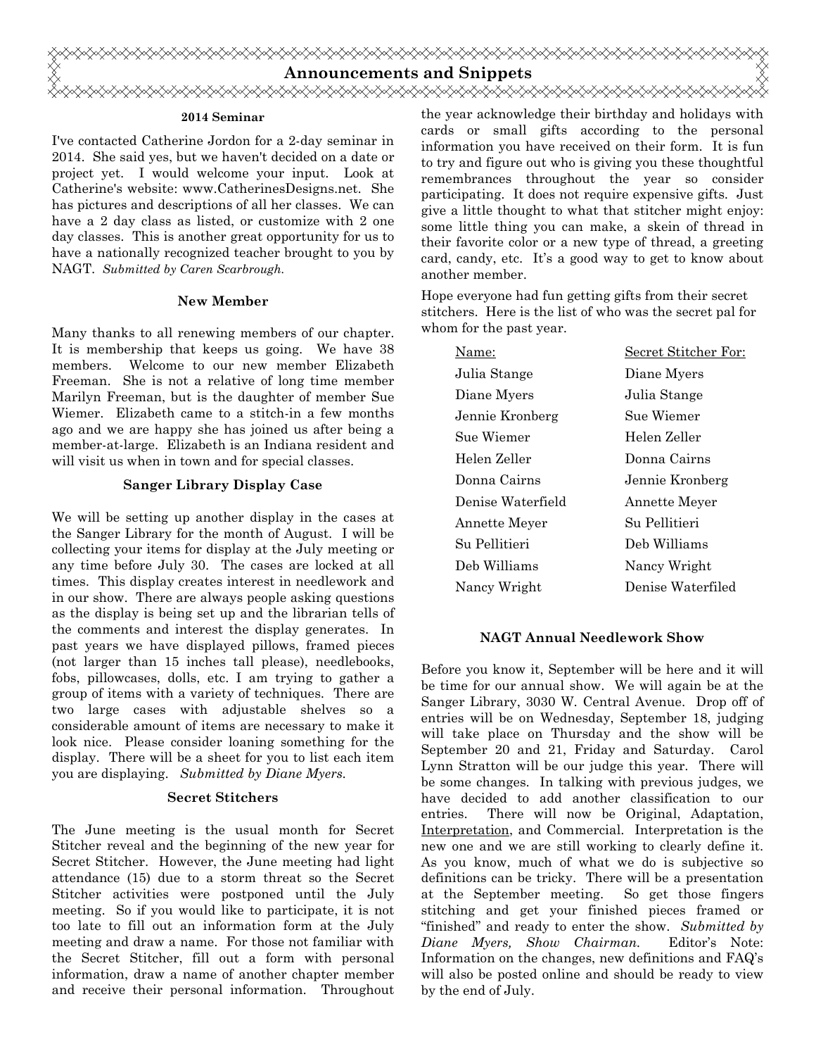# Announcements and Snippets

### 2014 Seminar

I've contacted Catherine Jordon for a 2-day seminar in 2014. She said yes, but we haven't decided on a date or project yet. I would welcome your input. Look at Catherine's website: www.CatherinesDesigns.net. She has pictures and descriptions of all her classes. We can have a 2 day class as listed, or customize with 2 one day classes. This is another great opportunity for us to have a nationally recognized teacher brought to you by NAGT. *Submitted by Caren Scarbrough.*

### New Member

Many thanks to all renewing members of our chapter. It is membership that keeps us going. We have 38 members. Welcome to our new member Elizabeth Freeman. She is not a relative of long time member Marilyn Freeman, but is the daughter of member Sue Wiemer. Elizabeth came to a stitch-in a few months ago and we are happy she has joined us after being a member-at-large. Elizabeth is an Indiana resident and will visit us when in town and for special classes.

### Sanger Library Display Case

We will be setting up another display in the cases at the Sanger Library for the month of August. I will be collecting your items for display at the July meeting or any time before July 30. The cases are locked at all times. This display creates interest in needlework and in our show. There are always people asking questions as the display is being set up and the librarian tells of the comments and interest the display generates. In past years we have displayed pillows, framed pieces (not larger than 15 inches tall please), needlebooks, fobs, pillowcases, dolls, etc. I am trying to gather a group of items with a variety of techniques. There are two large cases with adjustable shelves so a considerable amount of items are necessary to make it look nice. Please consider loaning something for the display. There will be a sheet for you to list each item you are displaying. *Submitted by Diane Myers.*

### Secret Stitchers

The June meeting is the usual month for Secret Stitcher reveal and the beginning of the new year for Secret Stitcher. However, the June meeting had light attendance (15) due to a storm threat so the Secret Stitcher activities were postponed until the July meeting. So if you would like to participate, it is not too late to fill out an information form at the July meeting and draw a name. For those not familiar with the Secret Stitcher, fill out a form with personal information, draw a name of another chapter member and receive their personal information. Throughout the year acknowledge their birthday and holidays with cards or small gifts according to the personal information you have received on their form. It is fun to try and figure out who is giving you these thoughtful remembrances throughout the year so consider participating. It does not require expensive gifts. Just give a little thought to what that stitcher might enjoy: some little thing you can make, a skein of thread in their favorite color or a new type of thread, a greeting card, candy, etc. It's a good way to get to know about another member.

Hope everyone had fun getting gifts from their secret stitchers. Here is the list of who was the secret pal for whom for the past year.

| Name: | Secret Stitcher For: |
|---|---|
| Julia Stange | Diane Myers |
| Diane Myers | Julia Stange |
| Jennie Kronberg | Sue Wiemer |
| Sue Wiemer | Helen Zeller |
| Helen Zeller | Donna Cairns |
| Donna Cairns | Jennie Kronberg |
| Denise Waterfield | Annette Meyer |
| Annette Meyer | Su Pellitieri |
| Su Pellitieri | Deb Williams |
| Deb Williams | Nancy Wright |
| Nancy Wright | Denise Waterfiled |

### NAGT Annual Needlework Show

Before you know it, September will be here and it will be time for our annual show. We will again be at the Sanger Library, 3030 W. Central Avenue. Drop off of entries will be on Wednesday, September 18, judging will take place on Thursday and the show will be September 20 and 21, Friday and Saturday. Carol Lynn Stratton will be our judge this year. There will be some changes. In talking with previous judges, we have decided to add another classification to our entries. There will now be Original, Adaptation, Interpretation, and Commercial. Interpretation is the new one and we are still working to clearly define it. As you know, much of what we do is subjective so definitions can be tricky. There will be a presentation at the September meeting. So get those fingers stitching and get your finished pieces framed or "finished" and ready to enter the show. *Submitted by Diane Myers, Show Chairman.* Editor's Note: Information on the changes, new definitions and FAQ's will also be posted online and should be ready to view by the end of July.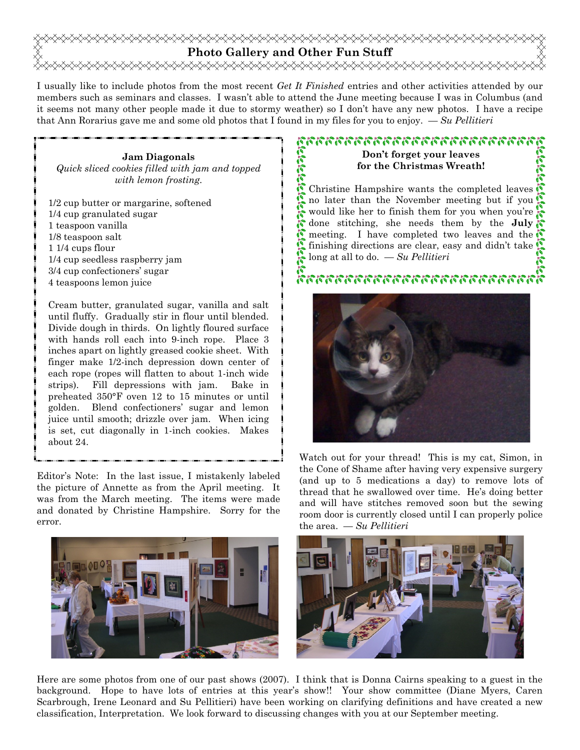## Photo Gallery and Other Fun Stuff

I usually like to include photos from the most recent *Get It Finished* entries and other activities attended by our members such as seminars and classes. I wasn't able to attend the June meeting because I was in Columbus (and it seems not many other people made it due to stormy weather) so I don't have any new photos. I have a recipe that Ann Rorarius gave me and some old photos that I found in my files for you to enjoy. — *Su Pellitieri*

**Jam Diagonals**

*Quick sliced cookies filled with jam and topped with lemon frosting.*

- 1/2 cup butter or margarine, softened
- 1/4 cup granulated sugar
- 1 teaspoon vanilla
- 1/8 teaspoon salt
- 1 1/4 cups flour
- 1/4 cup seedless raspberry jam
- 3/4 cup confectioners' sugar
- 4 teaspoons lemon juice

Cream butter, granulated sugar, vanilla and salt until fluffy. Gradually stir in flour until blended. Divide dough in thirds. On lightly floured surface with hands roll each into 9-inch rope. Place 3 inches apart on lightly greased cookie sheet. With finger make 1/2-inch depression down center of each rope (ropes will flatten to about 1-inch wide strips). Fill depressions with jam. Bake in preheated 350°F oven 12 to 15 minutes or until golden. Blend confectioners' sugar and lemon juice until smooth; drizzle over jam. When icing is set, cut diagonally in 1-inch cookies. Makes about 24.

Editor's Note: In the last issue, I mistakenly labeled the picture of Annette as from the April meeting. It was from the March meeting. The items were made and donated by Christine Hampshire. Sorry for the error.

**Don't forget your leaves for the Christmas Wreath!**

Christine Hampshire wants the completed leaves no later than the November meeting but if you would like her to finish them for you when you're done stitching, she needs them by the **July** meeting. I have completed two leaves and the finishing directions are clear, easy and didn't take long at all to do. — *Su Pellitieri*

Watch out for your thread! This is my cat, Simon, in the Cone of Shame after having very expensive surgery (and up to 5 medications a day) to remove lots of thread that he swallowed over time. He's doing better and will have stitches removed soon but the sewing room door is currently closed until I can properly police the area. — *Su Pellitieri*

Here are some photos from one of our past shows (2007). I think that is Donna Cairns speaking to a guest in the background. Hope to have lots of entries at this year's show!! Your show committee (Diane Myers, Caren Scarbrough, Irene Leonard and Su Pellitieri) have been working on clarifying definitions and have created a new classification, Interpretation. We look forward to discussing changes with you at our September meeting.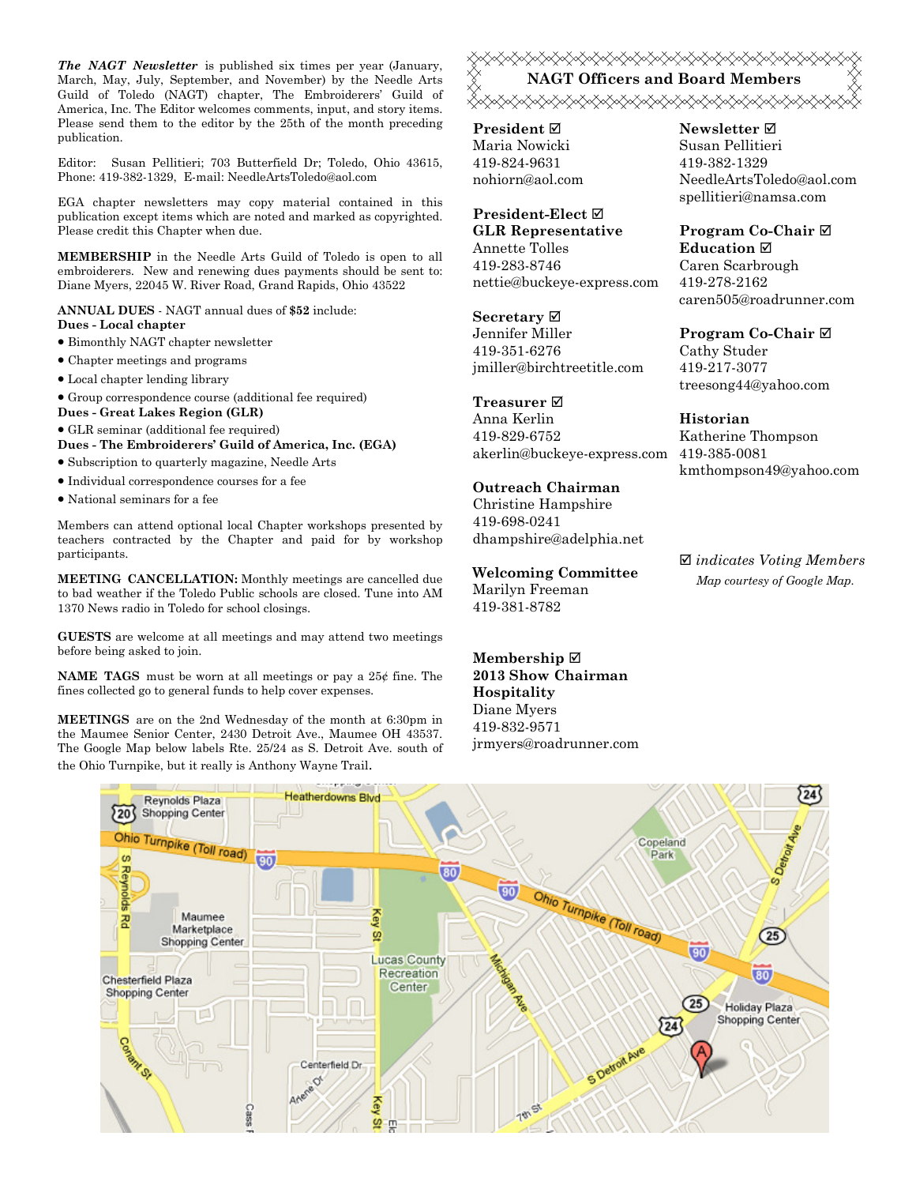***The NAGT Newsletter*** is published six times per year (January, March, May, July, September, and November) by the Needle Arts Guild of Toledo (NAGT) chapter, The Embroiderers' Guild of America, Inc. The Editor welcomes comments, input, and story items. Please send them to the editor by the 25th of the month preceding publication.

Editor: Susan Pellitieri; 703 Butterfield Dr; Toledo, Ohio 43615, Phone: 419-382-1329, E-mail: NeedleArtsToledo@aol.com

EGA chapter newsletters may copy material contained in this publication except items which are noted and marked as copyrighted. Please credit this Chapter when due.

**MEMBERSHIP** in the Needle Arts Guild of Toledo is open to all embroiderers. New and renewing dues payments should be sent to: Diane Myers, 22045 W. River Road, Grand Rapids, Ohio 43522

**ANNUAL DUES** - NAGT annual dues of **$52** include:

**Dues - Local chapter**

- Bimonthly NAGT chapter newsletter
- Chapter meetings and programs
- Local chapter lending library
- Group correspondence course (additional fee required)

**Dues - Great Lakes Region (GLR)**

- GLR seminar (additional fee required)

**Dues - The Embroiderers' Guild of America, Inc. (EGA)**

- Subscription to quarterly magazine, Needle Arts
- Individual correspondence courses for a fee
- National seminars for a fee

Members can attend optional local Chapter workshops presented by teachers contracted by the Chapter and paid for by workshop participants.

**MEETING CANCELLATION:** Monthly meetings are cancelled due to bad weather if the Toledo Public schools are closed. Tune into AM 1370 News radio in Toledo for school closings.

**GUESTS** are welcome at all meetings and may attend two meetings before being asked to join.

**NAME TAGS** must be worn at all meetings or pay a 25¢ fine. The fines collected go to general funds to help cover expenses.

**MEETINGS** are on the 2nd Wednesday of the month at 6:30pm in the Maumee Senior Center, 2430 Detroit Ave., Maumee OH 43537. The Google Map below labels Rte. 25/24 as S. Detroit Ave. south of the Ohio Turnpike, but it really is Anthony Wayne Trail.

## NAGT Officers and Board Members

**President ☑**
Maria Nowicki
419-824-9631
nohiorn@aol.com

**President-Elect ☑**
**GLR Representative**
Annette Tolles
419-283-8746
nettie@buckeye-express.com

**Secretary ☑**
Jennifer Miller
419-351-6276
jmiller@birchtreetitle.com

**Treasurer ☑**
Anna Kerlin
419-829-6752
akerlin@buckeye-express.com

**Outreach Chairman**
Christine Hampshire
419-698-0241
dhampshire@adelphia.net

**Welcoming Committee**
Marilyn Freeman
419-381-8782

**Membership ☑**
**2013 Show Chairman**
**Hospitality**
Diane Myers
419-832-9571
jrmyers@roadrunner.com

**Newsletter ☑**
Susan Pellitieri
419-382-1329
NeedleArtsToledo@aol.com
spellitieri@namsa.com

**Program Co-Chair ☑**
**Education ☑**
Caren Scarbrough
419-278-2162
caren505@roadrunner.com

**Program Co-Chair ☑**
Cathy Studer
419-217-3077
treesong44@yahoo.com

**Historian**
Katherine Thompson
419-385-0081
kmthompson49@yahoo.com

☑ *indicates Voting Members*

*Map courtesy of Google Map.*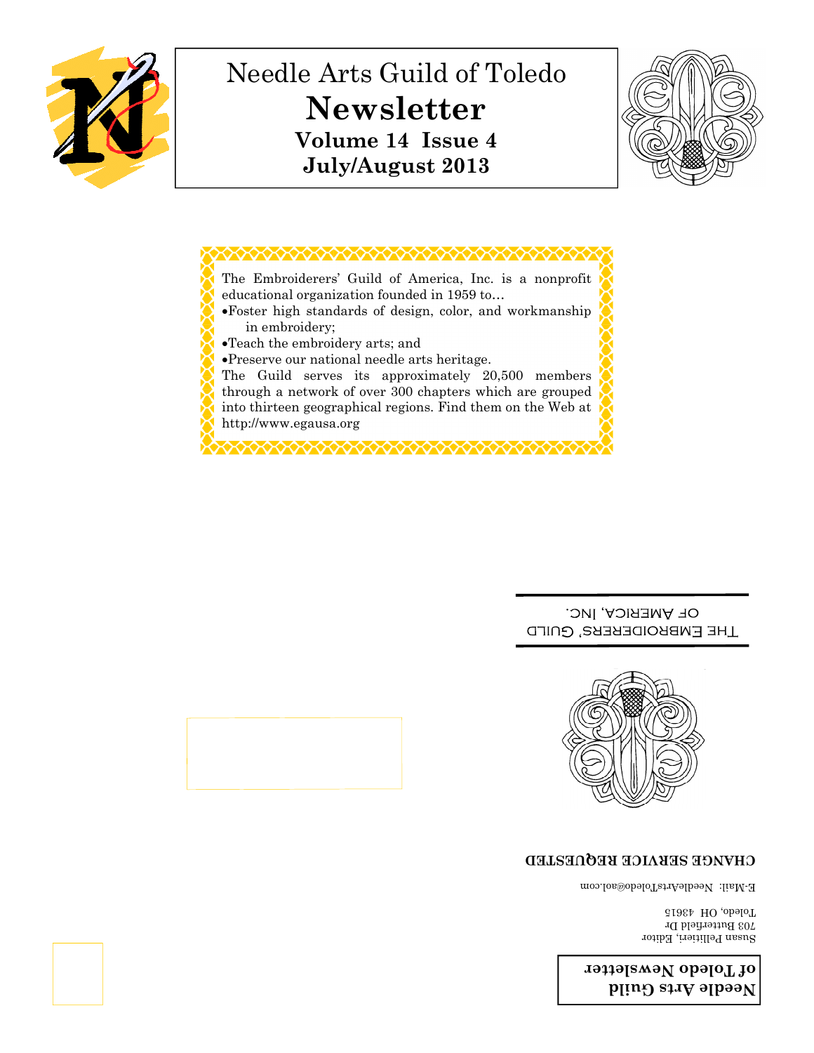# Needle Arts Guild of Toledo

## Newsletter

### Volume 14 Issue 4

### July/August 2013

The Embroiderers' Guild of America, Inc. is a nonprofit educational organization founded in 1959 to…

- Foster high standards of design, color, and workmanship in embroidery;
- Teach the embroidery arts; and
- Preserve our national needle arts heritage.

The Guild serves its approximately 20,500 members through a network of over 300 chapters which are grouped into thirteen geographical regions. Find them on the Web at http://www.egausa.org

THE EMBROIDERERS' GUILD OF AMERICA, INC.

**CHANGE SERVICE REQUESTED**

E-Mail: NeedleArtsToledo@aol.com

Susan Pellitieri, Editor
703 Butterfield Dr
Toledo, OH 43615

**Needle Arts Guild of Toledo Newsletter**